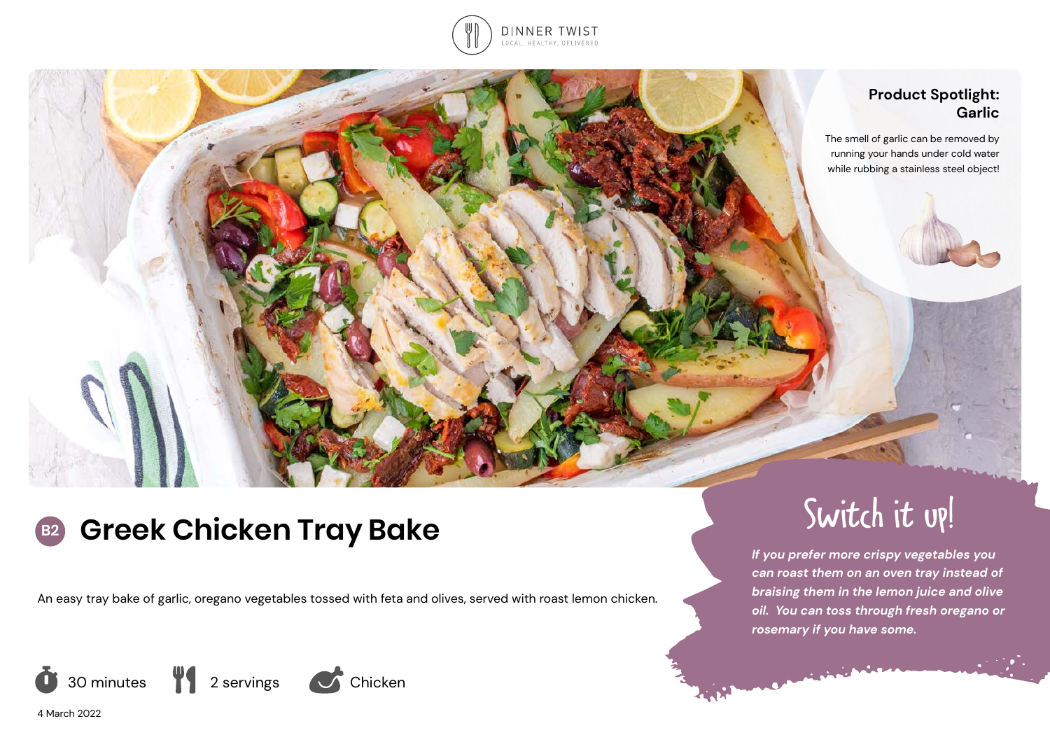DINNER TWIST
LOCAL, HEALTHY, DELIVERED

## Product Spotlight: Garlic

The smell of garlic can be removed by running your hands under cold water while rubbing a stainless steel object!

# B2 Greek Chicken Tray Bake

An easy tray bake of garlic, oregano vegetables tossed with feta and olives, served with roast lemon chicken.

30 minutes | 2 servings | Chicken

4 March 2022

## Switch it up!

*If you prefer more crispy vegetables you can roast them on an oven tray instead of braising them in the lemon juice and olive oil. You can toss through fresh oregano or rosemary if you have some.*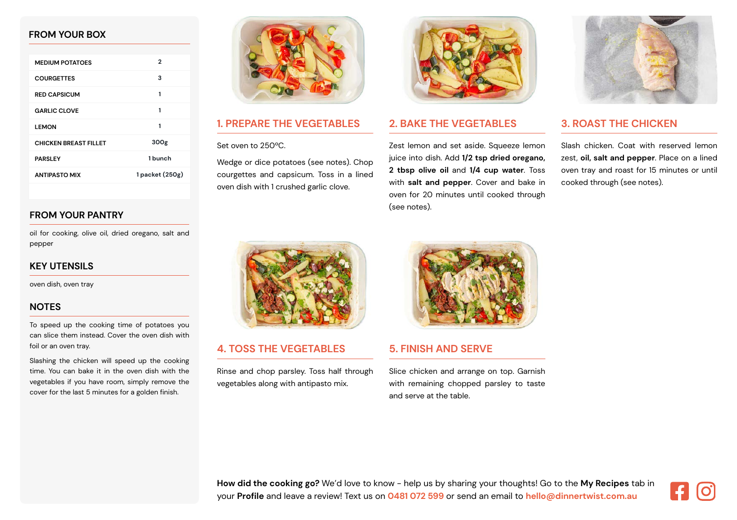## FROM YOUR BOX

| | |
|---|---|
| MEDIUM POTATOES | 2 |
| COURGETTES | 3 |
| RED CAPSICUM | 1 |
| GARLIC CLOVE | 1 |
| LEMON | 1 |
| CHICKEN BREAST FILLET | 300g |
| PARSLEY | 1 bunch |
| ANTIPASTO MIX | 1 packet (250g) |

## FROM YOUR PANTRY

oil for cooking, olive oil, dried oregano, salt and pepper

## KEY UTENSILS

oven dish, oven tray

## NOTES

To speed up the cooking time of potatoes you can slice them instead. Cover the oven dish with foil or an oven tray.

Slashing the chicken will speed up the cooking time. You can bake it in the oven dish with the vegetables if you have room, simply remove the cover for the last 5 minutes for a golden finish.

## 1. PREPARE THE VEGETABLES

Set oven to 250°C.

Wedge or dice potatoes (see notes). Chop courgettes and capsicum. Toss in a lined oven dish with 1 crushed garlic clove.

## 2. BAKE THE VEGETABLES

Zest lemon and set aside. Squeeze lemon juice into dish. Add **1/2 tsp dried oregano, 2 tbsp olive oil** and **1/4 cup water**. Toss with **salt and pepper**. Cover and bake in oven for 20 minutes until cooked through (see notes).

## 3. ROAST THE CHICKEN

Slash chicken. Coat with reserved lemon zest, **oil, salt and pepper**. Place on a lined oven tray and roast for 15 minutes or until cooked through (see notes).

## 4. TOSS THE VEGETABLES

Rinse and chop parsley. Toss half through vegetables along with antipasto mix.

## 5. FINISH AND SERVE

Slice chicken and arrange on top. Garnish with remaining chopped parsley to taste and serve at the table.

**How did the cooking go?** We'd love to know - help us by sharing your thoughts! Go to the **My Recipes** tab in your **Profile** and leave a review! Text us on 0481 072 599 or send an email to hello@dinnertwist.com.au